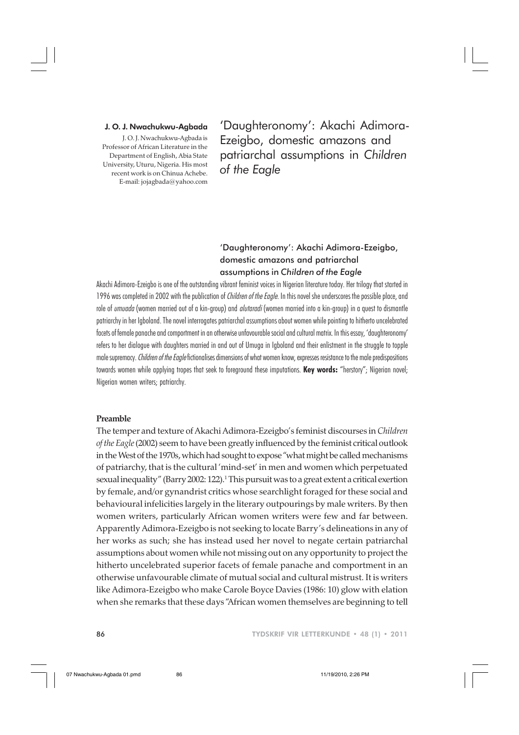**J. O. J. Nwachukwu-Agbada**

J. O. J. Nwachukwu-Agbada is Professor of African Literature in the Department of English, Abia State University, Uturu, Nigeria. His most recent work is on Chinua Achebe.
E-mail: jojagbada@yahoo.com

# 'Daughteronomy': Akachi Adimora-Ezeigbo, domestic amazons and patriarchal assumptions in *Children of the Eagle*

## 'Daughteronomy': Akachi Adimora-Ezeigbo, domestic amazons and patriarchal assumptions in *Children of the Eagle*

Akachi Adimora-Ezeigbo is one of the outstanding vibrant feminist voices in Nigerian literature today. Her trilogy that started in 1996 was completed in 2002 with the publication of *Children of the Eagle*. In this novel she underscores the possible place, and role of *umuada* (women married out of a kin-group) and *alutaradi* (women married into a kin-group) in a quest to dismantle patriarchy in her Igboland. The novel interrogates patriarchal assumptions about women while pointing to hitherto uncelebrated facets of female panache and comportment in an otherwise unfavourable social and cultural matrix. In this essay, 'daughteronomy' refers to her dialogue with daughters married in and out of Umuga in Igboland and their enlistment in the struggle to topple male supremacy. *Children of the Eagle* fictionalises dimensions of what women know, expresses resistance to the male predispositions towards women while applying tropes that seek to foreground these imputations. **Key words:** "herstory"; Nigerian novel; Nigerian women writers; patriarchy.

### Preamble

The temper and texture of Akachi Adimora-Ezeigbo's feminist discourses in *Children of the Eagle* (2002) seem to have been greatly influenced by the feminist critical outlook in the West of the 1970s, which had sought to expose "what might be called mechanisms of patriarchy, that is the cultural 'mind-set' in men and women which perpetuated sexual inequality" (Barry 2002: 122).[1] This pursuit was to a great extent a critical exertion by female, and/or gynandrist critics whose searchlight foraged for these social and behavioural infelicities largely in the literary outpourings by male writers. By then women writers, particularly African women writers were few and far between. Apparently Adimora-Ezeigbo is not seeking to locate Barry's delineations in any of her works as such; she has instead used her novel to negate certain patriarchal assumptions about women while not missing out on any opportunity to project the hitherto uncelebrated superior facets of female panache and comportment in an otherwise unfavourable climate of mutual social and cultural mistrust. It is writers like Adimora-Ezeigbo who make Carole Boyce Davies (1986: 10) glow with elation when she remarks that these days "African women themselves are beginning to tell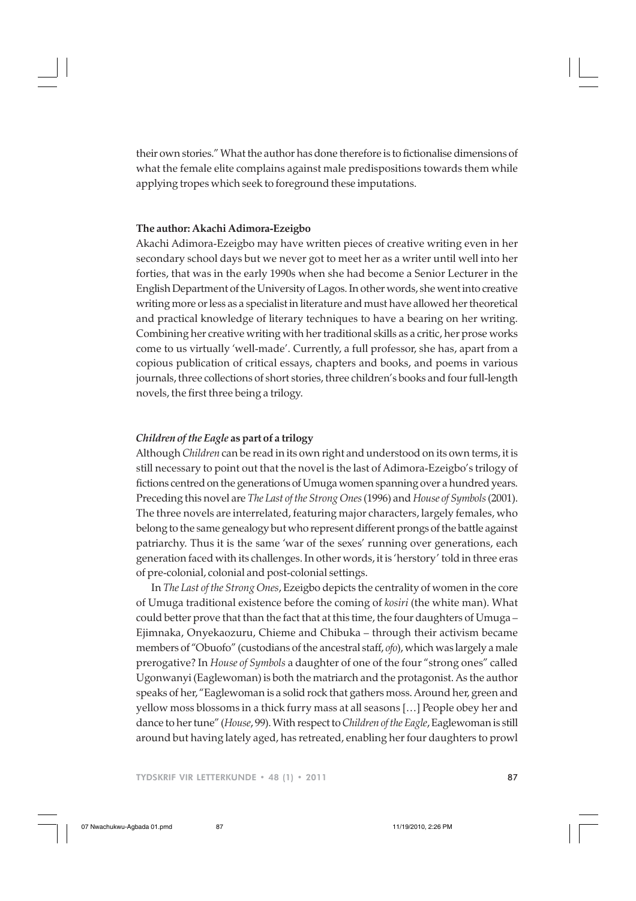their own stories." What the author has done therefore is to fictionalise dimensions of what the female elite complains against male predispositions towards them while applying tropes which seek to foreground these imputations.

### The author: Akachi Adimora-Ezeigbo

Akachi Adimora-Ezeigbo may have written pieces of creative writing even in her secondary school days but we never got to meet her as a writer until well into her forties, that was in the early 1990s when she had become a Senior Lecturer in the English Department of the University of Lagos. In other words, she went into creative writing more or less as a specialist in literature and must have allowed her theoretical and practical knowledge of literary techniques to have a bearing on her writing. Combining her creative writing with her traditional skills as a critic, her prose works come to us virtually 'well-made'. Currently, a full professor, she has, apart from a copious publication of critical essays, chapters and books, and poems in various journals, three collections of short stories, three children's books and four full-length novels, the first three being a trilogy.

### *Children of the Eagle* as part of a trilogy

Although *Children* can be read in its own right and understood on its own terms, it is still necessary to point out that the novel is the last of Adimora-Ezeigbo's trilogy of fictions centred on the generations of Umuga women spanning over a hundred years. Preceding this novel are *The Last of the Strong Ones* (1996) and *House of Symbols* (2001). The three novels are interrelated, featuring major characters, largely females, who belong to the same genealogy but who represent different prongs of the battle against patriarchy. Thus it is the same 'war of the sexes' running over generations, each generation faced with its challenges. In other words, it is 'herstory' told in three eras of pre-colonial, colonial and post-colonial settings.

In *The Last of the Strong Ones*, Ezeigbo depicts the centrality of women in the core of Umuga traditional existence before the coming of *kosiri* (the white man). What could better prove that than the fact that at this time, the four daughters of Umuga – Ejimnaka, Onyekaozuru, Chieme and Chibuka – through their activism became members of "Obuofo" (custodians of the ancestral staff, *ofo*), which was largely a male prerogative? In *House of Symbols* a daughter of one of the four "strong ones" called Ugonwanyi (Eaglewoman) is both the matriarch and the protagonist. As the author speaks of her, "Eaglewoman is a solid rock that gathers moss. Around her, green and yellow moss blossoms in a thick furry mass at all seasons […] People obey her and dance to her tune" (*House*, 99). With respect to *Children of the Eagle*, Eaglewoman is still around but having lately aged, has retreated, enabling her four daughters to prowl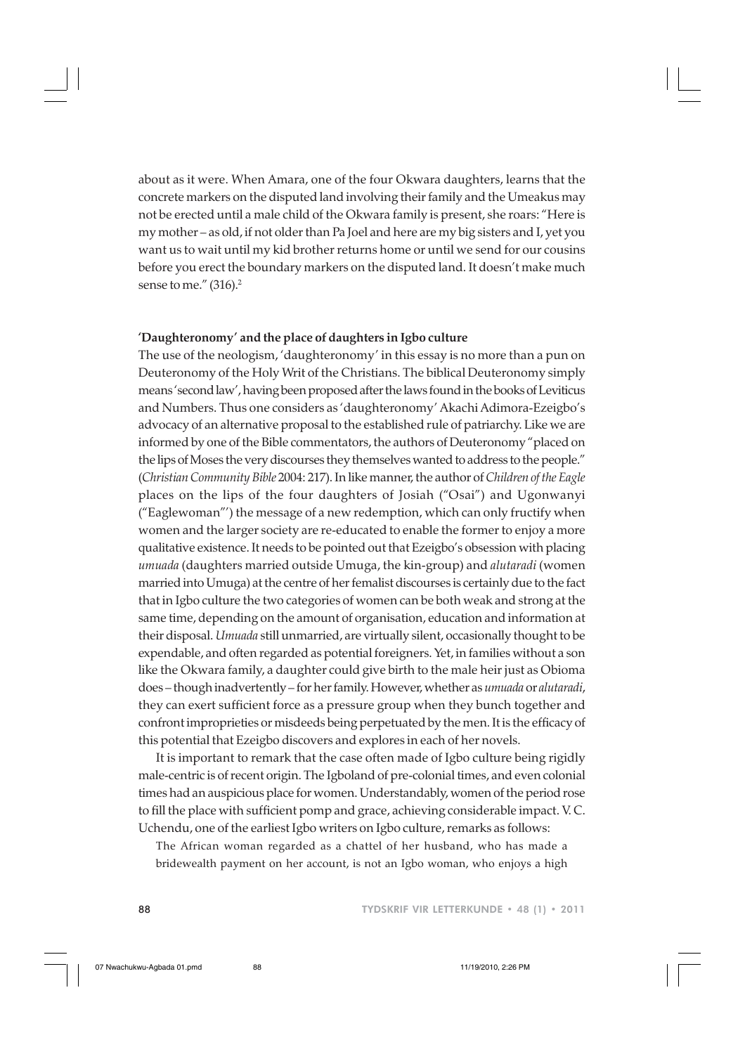about as it were. When Amara, one of the four Okwara daughters, learns that the concrete markers on the disputed land involving their family and the Umeakus may not be erected until a male child of the Okwara family is present, she roars: "Here is my mother – as old, if not older than Pa Joel and here are my big sisters and I, yet you want us to wait until my kid brother returns home or until we send for our cousins before you erect the boundary markers on the disputed land. It doesn't make much sense to me." (316).[2]

### 'Daughteronomy' and the place of daughters in Igbo culture

The use of the neologism, 'daughteronomy' in this essay is no more than a pun on Deuteronomy of the Holy Writ of the Christians. The biblical Deuteronomy simply means 'second law', having been proposed after the laws found in the books of Leviticus and Numbers. Thus one considers as 'daughteronomy' Akachi Adimora-Ezeigbo's advocacy of an alternative proposal to the established rule of patriarchy. Like we are informed by one of the Bible commentators, the authors of Deuteronomy "placed on the lips of Moses the very discourses they themselves wanted to address to the people." (*Christian Community Bible* 2004: 217). In like manner, the author of *Children of the Eagle* places on the lips of the four daughters of Josiah ("Osai") and Ugonwanyi ("Eaglewoman"') the message of a new redemption, which can only fructify when women and the larger society are re-educated to enable the former to enjoy a more qualitative existence. It needs to be pointed out that Ezeigbo's obsession with placing *umuada* (daughters married outside Umuga, the kin-group) and *alutaradi* (women married into Umuga) at the centre of her femalist discourses is certainly due to the fact that in Igbo culture the two categories of women can be both weak and strong at the same time, depending on the amount of organisation, education and information at their disposal. *Umuada* still unmarried, are virtually silent, occasionally thought to be expendable, and often regarded as potential foreigners. Yet, in families without a son like the Okwara family, a daughter could give birth to the male heir just as Obioma does – though inadvertently – for her family. However, whether as *umuada* or *alutaradi*, they can exert sufficient force as a pressure group when they bunch together and confront improprieties or misdeeds being perpetuated by the men. It is the efficacy of this potential that Ezeigbo discovers and explores in each of her novels.

It is important to remark that the case often made of Igbo culture being rigidly male-centric is of recent origin. The Igboland of pre-colonial times, and even colonial times had an auspicious place for women. Understandably, women of the period rose to fill the place with sufficient pomp and grace, achieving considerable impact. V. C. Uchendu, one of the earliest Igbo writers on Igbo culture, remarks as follows:

> The African woman regarded as a chattel of her husband, who has made a bridewealth payment on her account, is not an Igbo woman, who enjoys a high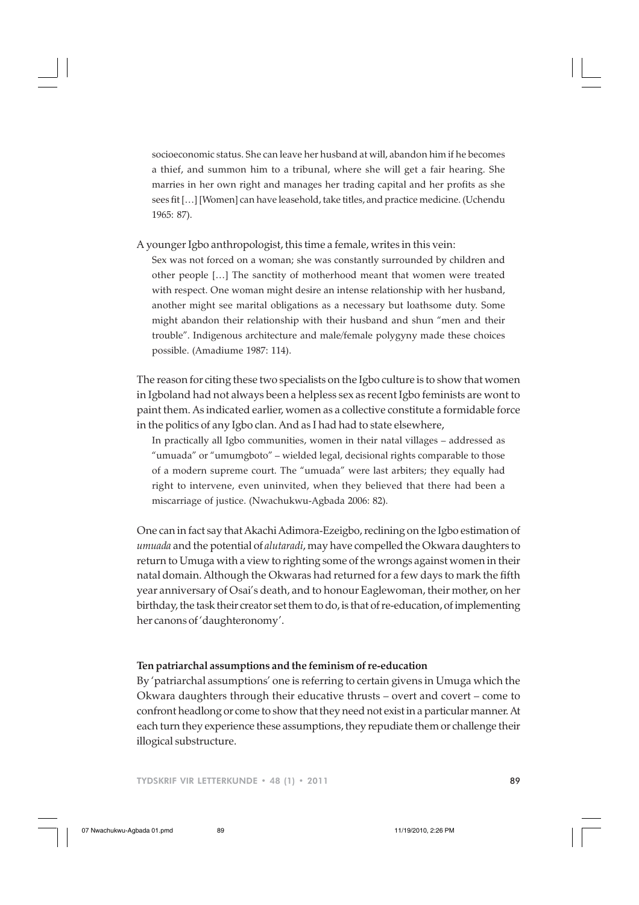> socioeconomic status. She can leave her husband at will, abandon him if he becomes a thief, and summon him to a tribunal, where she will get a fair hearing. She marries in her own right and manages her trading capital and her profits as she sees fit […] [Women] can have leasehold, take titles, and practice medicine. (Uchendu 1965: 87).

A younger Igbo anthropologist, this time a female, writes in this vein:

> Sex was not forced on a woman; she was constantly surrounded by children and other people […] The sanctity of motherhood meant that women were treated with respect. One woman might desire an intense relationship with her husband, another might see marital obligations as a necessary but loathsome duty. Some might abandon their relationship with their husband and shun "men and their trouble". Indigenous architecture and male/female polygyny made these choices possible. (Amadiume 1987: 114).

The reason for citing these two specialists on the Igbo culture is to show that women in Igboland had not always been a helpless sex as recent Igbo feminists are wont to paint them. As indicated earlier, women as a collective constitute a formidable force in the politics of any Igbo clan. And as I had had to state elsewhere,

> In practically all Igbo communities, women in their natal villages – addressed as "umuada" or "umumgboto" – wielded legal, decisional rights comparable to those of a modern supreme court. The "umuada" were last arbiters; they equally had right to intervene, even uninvited, when they believed that there had been a miscarriage of justice. (Nwachukwu-Agbada 2006: 82).

One can in fact say that Akachi Adimora-Ezeigbo, reclining on the Igbo estimation of *umuada* and the potential of *alutaradi*, may have compelled the Okwara daughters to return to Umuga with a view to righting some of the wrongs against women in their natal domain. Although the Okwaras had returned for a few days to mark the fifth year anniversary of Osai's death, and to honour Eaglewoman, their mother, on her birthday, the task their creator set them to do, is that of re-education, of implementing her canons of 'daughteronomy'.

### Ten patriarchal assumptions and the feminism of re-education

By 'patriarchal assumptions' one is referring to certain givens in Umuga which the Okwara daughters through their educative thrusts – overt and covert – come to confront headlong or come to show that they need not exist in a particular manner. At each turn they experience these assumptions, they repudiate them or challenge their illogical substructure.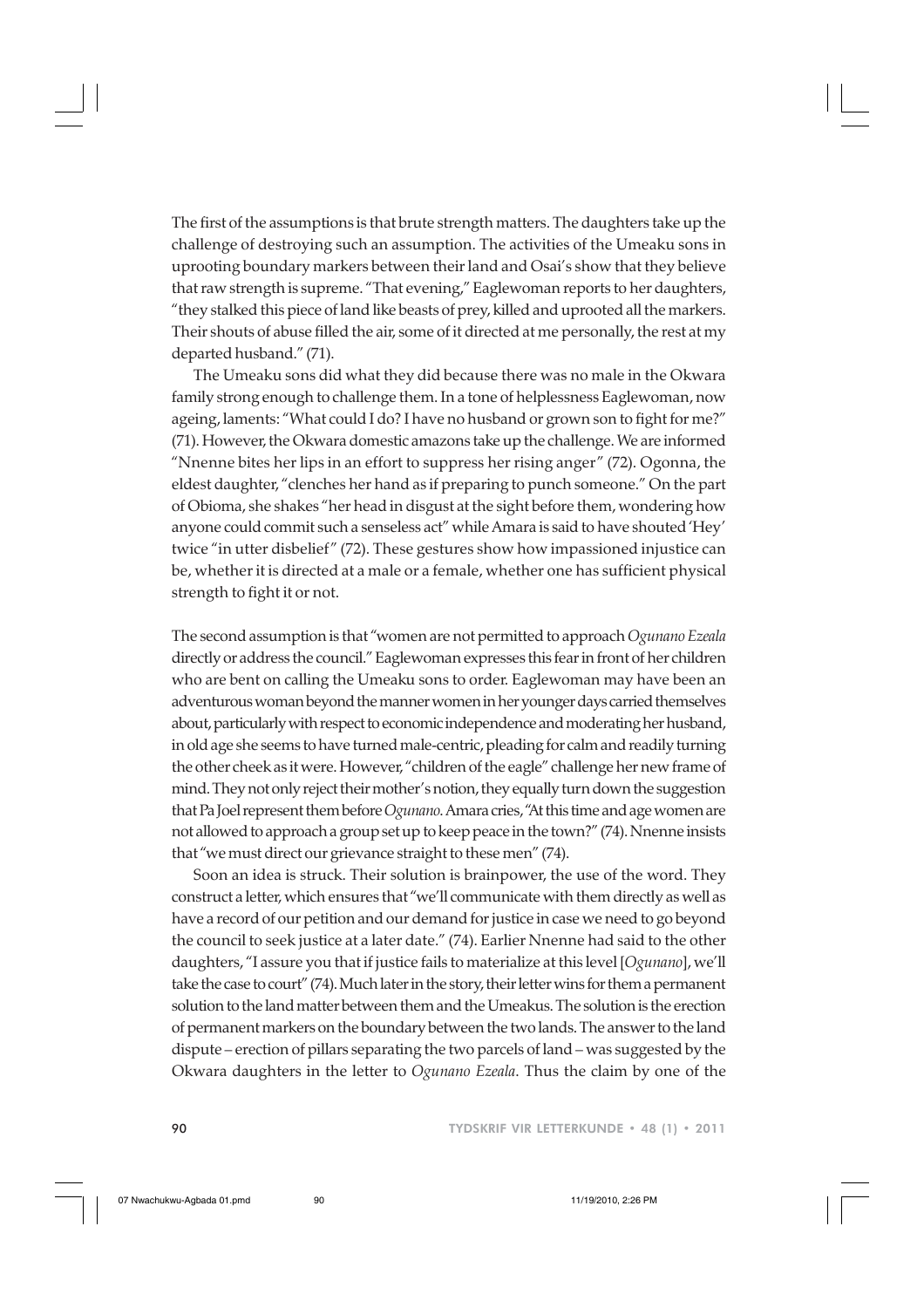The first of the assumptions is that brute strength matters. The daughters take up the challenge of destroying such an assumption. The activities of the Umeaku sons in uprooting boundary markers between their land and Osai's show that they believe that raw strength is supreme. "That evening," Eaglewoman reports to her daughters, "they stalked this piece of land like beasts of prey, killed and uprooted all the markers. Their shouts of abuse filled the air, some of it directed at me personally, the rest at my departed husband." (71).

The Umeaku sons did what they did because there was no male in the Okwara family strong enough to challenge them. In a tone of helplessness Eaglewoman, now ageing, laments: "What could I do? I have no husband or grown son to fight for me?" (71). However, the Okwara domestic amazons take up the challenge. We are informed "Nnenne bites her lips in an effort to suppress her rising anger" (72). Ogonna, the eldest daughter, "clenches her hand as if preparing to punch someone." On the part of Obioma, she shakes "her head in disgust at the sight before them, wondering how anyone could commit such a senseless act" while Amara is said to have shouted 'Hey' twice "in utter disbelief" (72). These gestures show how impassioned injustice can be, whether it is directed at a male or a female, whether one has sufficient physical strength to fight it or not.

The second assumption is that "women are not permitted to approach *Ogunano Ezeala* directly or address the council." Eaglewoman expresses this fear in front of her children who are bent on calling the Umeaku sons to order. Eaglewoman may have been an adventurous woman beyond the manner women in her younger days carried themselves about, particularly with respect to economic independence and moderating her husband, in old age she seems to have turned male-centric, pleading for calm and readily turning the other cheek as it were. However, "children of the eagle" challenge her new frame of mind. They not only reject their mother's notion, they equally turn down the suggestion that Pa Joel represent them before *Ogunano*. Amara cries, "At this time and age women are not allowed to approach a group set up to keep peace in the town?" (74). Nnenne insists that "we must direct our grievance straight to these men" (74).

Soon an idea is struck. Their solution is brainpower, the use of the word. They construct a letter, which ensures that "we'll communicate with them directly as well as have a record of our petition and our demand for justice in case we need to go beyond the council to seek justice at a later date." (74). Earlier Nnenne had said to the other daughters, "I assure you that if justice fails to materialize at this level [*Ogunano*], we'll take the case to court" (74). Much later in the story, their letter wins for them a permanent solution to the land matter between them and the Umeakus. The solution is the erection of permanent markers on the boundary between the two lands. The answer to the land dispute – erection of pillars separating the two parcels of land – was suggested by the Okwara daughters in the letter to *Ogunano Ezeala*. Thus the claim by one of the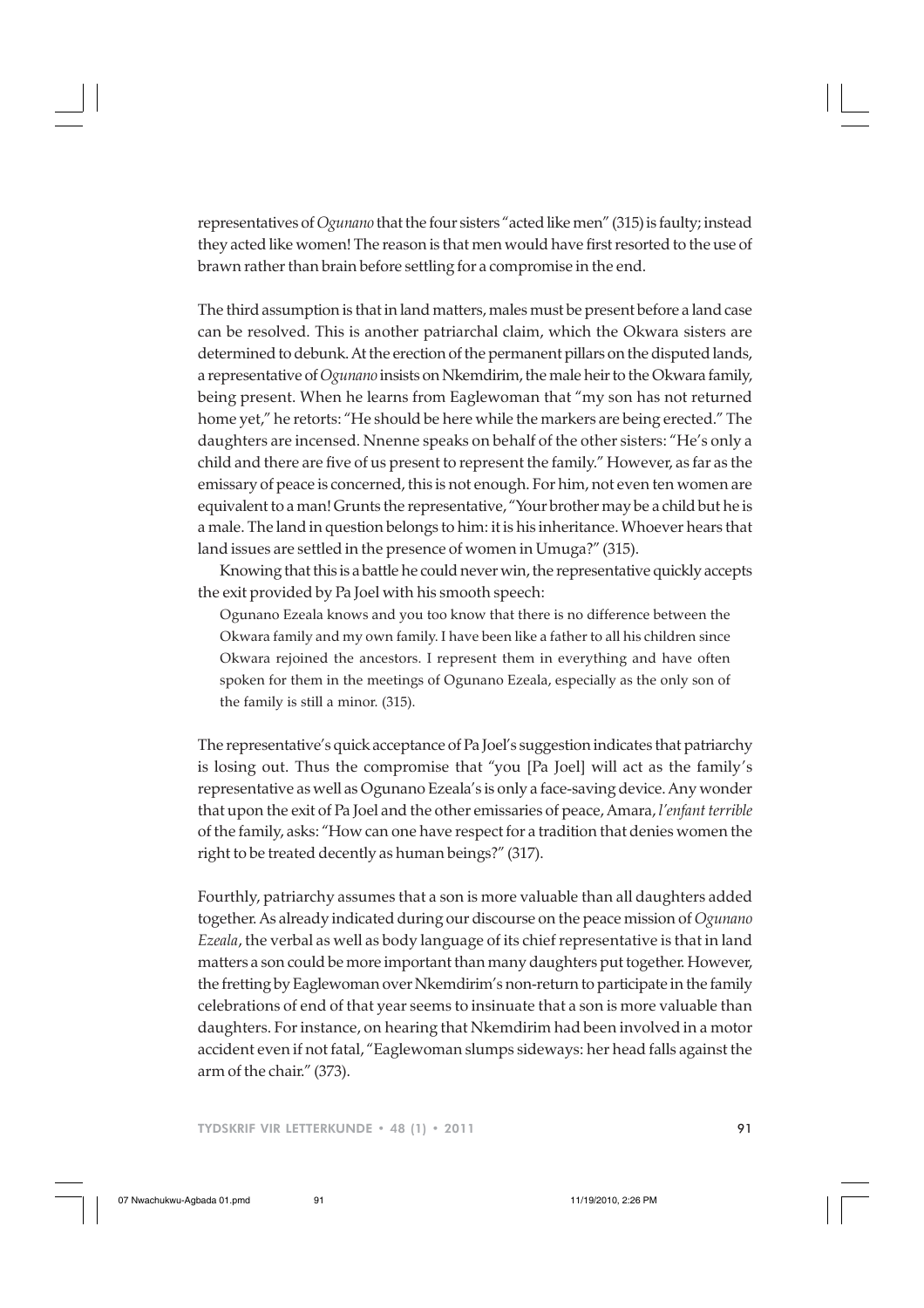representatives of *Ogunano* that the four sisters "acted like men" (315) is faulty; instead they acted like women! The reason is that men would have first resorted to the use of brawn rather than brain before settling for a compromise in the end.

The third assumption is that in land matters, males must be present before a land case can be resolved. This is another patriarchal claim, which the Okwara sisters are determined to debunk. At the erection of the permanent pillars on the disputed lands, a representative of *Ogunano* insists on Nkemdirim, the male heir to the Okwara family, being present. When he learns from Eaglewoman that "my son has not returned home yet," he retorts: "He should be here while the markers are being erected." The daughters are incensed. Nnenne speaks on behalf of the other sisters: "He's only a child and there are five of us present to represent the family." However, as far as the emissary of peace is concerned, this is not enough. For him, not even ten women are equivalent to a man! Grunts the representative, "Your brother may be a child but he is a male. The land in question belongs to him: it is his inheritance. Whoever hears that land issues are settled in the presence of women in Umuga?" (315).

Knowing that this is a battle he could never win, the representative quickly accepts the exit provided by Pa Joel with his smooth speech:

> Ogunano Ezeala knows and you too know that there is no difference between the Okwara family and my own family. I have been like a father to all his children since Okwara rejoined the ancestors. I represent them in everything and have often spoken for them in the meetings of Ogunano Ezeala, especially as the only son of the family is still a minor. (315).

The representative's quick acceptance of Pa Joel's suggestion indicates that patriarchy is losing out. Thus the compromise that "you [Pa Joel] will act as the family's representative as well as Ogunano Ezeala's is only a face-saving device. Any wonder that upon the exit of Pa Joel and the other emissaries of peace, Amara, *l'enfant terrible* of the family, asks: "How can one have respect for a tradition that denies women the right to be treated decently as human beings?" (317).

Fourthly, patriarchy assumes that a son is more valuable than all daughters added together. As already indicated during our discourse on the peace mission of *Ogunano Ezeala*, the verbal as well as body language of its chief representative is that in land matters a son could be more important than many daughters put together. However, the fretting by Eaglewoman over Nkemdirim's non-return to participate in the family celebrations of end of that year seems to insinuate that a son is more valuable than daughters. For instance, on hearing that Nkemdirim had been involved in a motor accident even if not fatal, "Eaglewoman slumps sideways: her head falls against the arm of the chair." (373).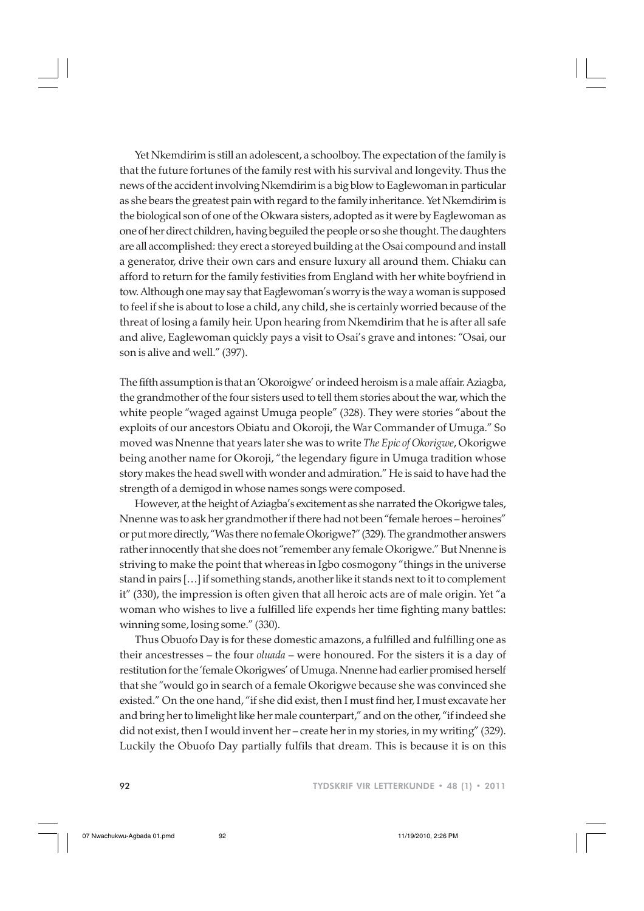Yet Nkemdirim is still an adolescent, a schoolboy. The expectation of the family is that the future fortunes of the family rest with his survival and longevity. Thus the news of the accident involving Nkemdirim is a big blow to Eaglewoman in particular as she bears the greatest pain with regard to the family inheritance. Yet Nkemdirim is the biological son of one of the Okwara sisters, adopted as it were by Eaglewoman as one of her direct children, having beguiled the people or so she thought. The daughters are all accomplished: they erect a storeyed building at the Osai compound and install a generator, drive their own cars and ensure luxury all around them. Chiaku can afford to return for the family festivities from England with her white boyfriend in tow. Although one may say that Eaglewoman's worry is the way a woman is supposed to feel if she is about to lose a child, any child, she is certainly worried because of the threat of losing a family heir. Upon hearing from Nkemdirim that he is after all safe and alive, Eaglewoman quickly pays a visit to Osai's grave and intones: "Osai, our son is alive and well." (397).

The fifth assumption is that an 'Okoroigwe' or indeed heroism is a male affair. Aziagba, the grandmother of the four sisters used to tell them stories about the war, which the white people "waged against Umuga people" (328). They were stories "about the exploits of our ancestors Obiatu and Okoroji, the War Commander of Umuga." So moved was Nnenne that years later she was to write *The Epic of Okorigwe*, Okorigwe being another name for Okoroji, "the legendary figure in Umuga tradition whose story makes the head swell with wonder and admiration." He is said to have had the strength of a demigod in whose names songs were composed.

However, at the height of Aziagba's excitement as she narrated the Okorigwe tales, Nnenne was to ask her grandmother if there had not been "female heroes – heroines" or put more directly, "Was there no female Okorigwe?" (329). The grandmother answers rather innocently that she does not "remember any female Okorigwe." But Nnenne is striving to make the point that whereas in Igbo cosmogony "things in the universe stand in pairs […] if something stands, another like it stands next to it to complement it" (330), the impression is often given that all heroic acts are of male origin. Yet "a woman who wishes to live a fulfilled life expends her time fighting many battles: winning some, losing some." (330).

Thus Obuofo Day is for these domestic amazons, a fulfilled and fulfilling one as their ancestresses – the four *oluada* – were honoured. For the sisters it is a day of restitution for the 'female Okorigwes' of Umuga. Nnenne had earlier promised herself that she "would go in search of a female Okorigwe because she was convinced she existed." On the one hand, "if she did exist, then I must find her, I must excavate her and bring her to limelight like her male counterpart," and on the other, "if indeed she did not exist, then I would invent her – create her in my stories, in my writing" (329). Luckily the Obuofo Day partially fulfils that dream. This is because it is on this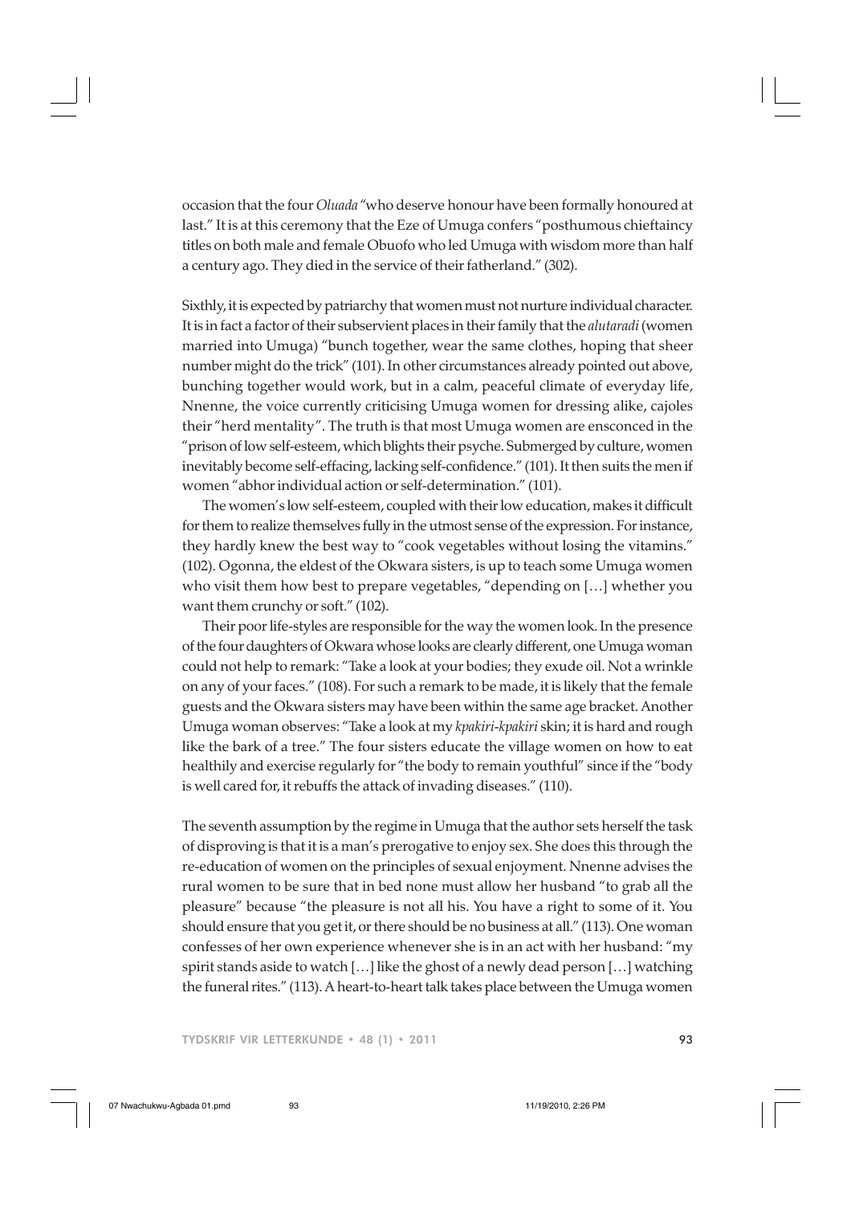occasion that the four *Oluada* "who deserve honour have been formally honoured at last." It is at this ceremony that the Eze of Umuga confers "posthumous chieftaincy titles on both male and female Obuofo who led Umuga with wisdom more than half a century ago. They died in the service of their fatherland." (302).

Sixthly, it is expected by patriarchy that women must not nurture individual character. It is in fact a factor of their subservient places in their family that the *alutaradi* (women married into Umuga) "bunch together, wear the same clothes, hoping that sheer number might do the trick" (101). In other circumstances already pointed out above, bunching together would work, but in a calm, peaceful climate of everyday life, Nnenne, the voice currently criticising Umuga women for dressing alike, cajoles their "herd mentality". The truth is that most Umuga women are ensconced in the "prison of low self-esteem, which blights their psyche. Submerged by culture, women inevitably become self-effacing, lacking self-confidence." (101). It then suits the men if women "abhor individual action or self-determination." (101).

The women's low self-esteem, coupled with their low education, makes it difficult for them to realize themselves fully in the utmost sense of the expression. For instance, they hardly knew the best way to "cook vegetables without losing the vitamins." (102). Ogonna, the eldest of the Okwara sisters, is up to teach some Umuga women who visit them how best to prepare vegetables, "depending on […] whether you want them crunchy or soft." (102).

Their poor life-styles are responsible for the way the women look. In the presence of the four daughters of Okwara whose looks are clearly different, one Umuga woman could not help to remark: "Take a look at your bodies; they exude oil. Not a wrinkle on any of your faces." (108). For such a remark to be made, it is likely that the female guests and the Okwara sisters may have been within the same age bracket. Another Umuga woman observes: "Take a look at my *kpakiri-kpakiri* skin; it is hard and rough like the bark of a tree." The four sisters educate the village women on how to eat healthily and exercise regularly for "the body to remain youthful" since if the "body is well cared for, it rebuffs the attack of invading diseases." (110).

The seventh assumption by the regime in Umuga that the author sets herself the task of disproving is that it is a man's prerogative to enjoy sex. She does this through the re-education of women on the principles of sexual enjoyment. Nnenne advises the rural women to be sure that in bed none must allow her husband "to grab all the pleasure" because "the pleasure is not all his. You have a right to some of it. You should ensure that you get it, or there should be no business at all." (113). One woman confesses of her own experience whenever she is in an act with her husband: "my spirit stands aside to watch […] like the ghost of a newly dead person […] watching the funeral rites." (113). A heart-to-heart talk takes place between the Umuga women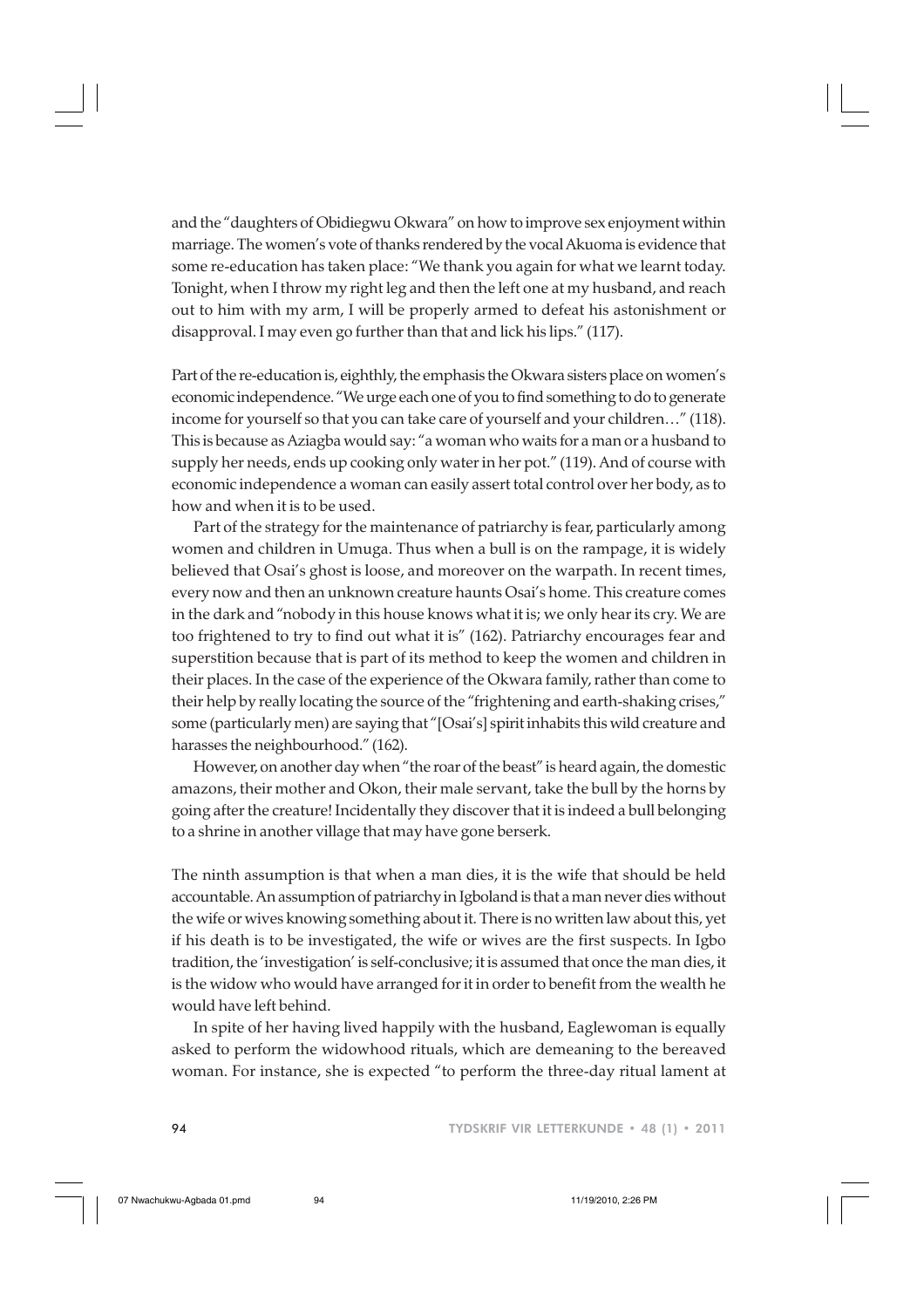and the "daughters of Obidiegwu Okwara" on how to improve sex enjoyment within marriage. The women's vote of thanks rendered by the vocal Akuoma is evidence that some re-education has taken place: "We thank you again for what we learnt today. Tonight, when I throw my right leg and then the left one at my husband, and reach out to him with my arm, I will be properly armed to defeat his astonishment or disapproval. I may even go further than that and lick his lips." (117).

Part of the re-education is, eighthly, the emphasis the Okwara sisters place on women's economic independence. "We urge each one of you to find something to do to generate income for yourself so that you can take care of yourself and your children…" (118). This is because as Aziagba would say: "a woman who waits for a man or a husband to supply her needs, ends up cooking only water in her pot." (119). And of course with economic independence a woman can easily assert total control over her body, as to how and when it is to be used.

Part of the strategy for the maintenance of patriarchy is fear, particularly among women and children in Umuga. Thus when a bull is on the rampage, it is widely believed that Osai's ghost is loose, and moreover on the warpath. In recent times, every now and then an unknown creature haunts Osai's home. This creature comes in the dark and "nobody in this house knows what it is; we only hear its cry. We are too frightened to try to find out what it is" (162). Patriarchy encourages fear and superstition because that is part of its method to keep the women and children in their places. In the case of the experience of the Okwara family, rather than come to their help by really locating the source of the "frightening and earth-shaking crises," some (particularly men) are saying that "[Osai's] spirit inhabits this wild creature and harasses the neighbourhood." (162).

However, on another day when "the roar of the beast" is heard again, the domestic amazons, their mother and Okon, their male servant, take the bull by the horns by going after the creature! Incidentally they discover that it is indeed a bull belonging to a shrine in another village that may have gone berserk.

The ninth assumption is that when a man dies, it is the wife that should be held accountable. An assumption of patriarchy in Igboland is that a man never dies without the wife or wives knowing something about it. There is no written law about this, yet if his death is to be investigated, the wife or wives are the first suspects. In Igbo tradition, the 'investigation' is self-conclusive; it is assumed that once the man dies, it is the widow who would have arranged for it in order to benefit from the wealth he would have left behind.

In spite of her having lived happily with the husband, Eaglewoman is equally asked to perform the widowhood rituals, which are demeaning to the bereaved woman. For instance, she is expected "to perform the three-day ritual lament at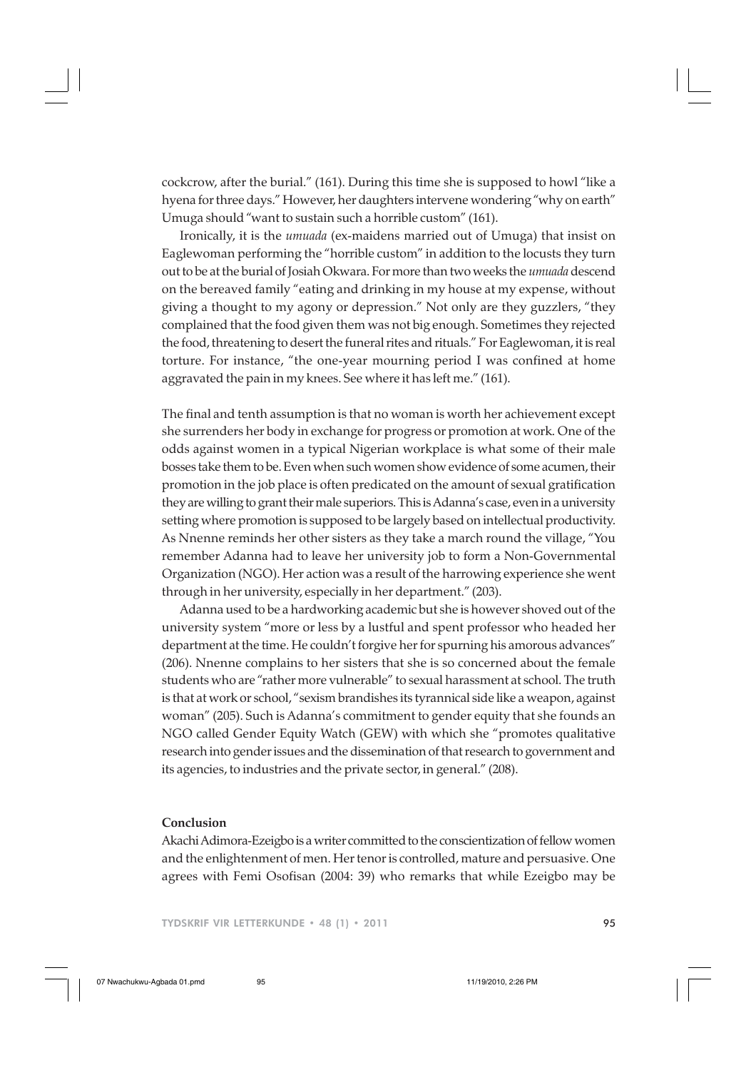cockcrow, after the burial." (161). During this time she is supposed to howl "like a hyena for three days." However, her daughters intervene wondering "why on earth" Umuga should "want to sustain such a horrible custom" (161).

Ironically, it is the *umuada* (ex-maidens married out of Umuga) that insist on Eaglewoman performing the "horrible custom" in addition to the locusts they turn out to be at the burial of Josiah Okwara. For more than two weeks the *umuada* descend on the bereaved family "eating and drinking in my house at my expense, without giving a thought to my agony or depression." Not only are they guzzlers, "they complained that the food given them was not big enough. Sometimes they rejected the food, threatening to desert the funeral rites and rituals." For Eaglewoman, it is real torture. For instance, "the one-year mourning period I was confined at home aggravated the pain in my knees. See where it has left me." (161).

The final and tenth assumption is that no woman is worth her achievement except she surrenders her body in exchange for progress or promotion at work. One of the odds against women in a typical Nigerian workplace is what some of their male bosses take them to be. Even when such women show evidence of some acumen, their promotion in the job place is often predicated on the amount of sexual gratification they are willing to grant their male superiors. This is Adanna's case, even in a university setting where promotion is supposed to be largely based on intellectual productivity. As Nnenne reminds her other sisters as they take a march round the village, "You remember Adanna had to leave her university job to form a Non-Governmental Organization (NGO). Her action was a result of the harrowing experience she went through in her university, especially in her department." (203).

Adanna used to be a hardworking academic but she is however shoved out of the university system "more or less by a lustful and spent professor who headed her department at the time. He couldn't forgive her for spurning his amorous advances" (206). Nnenne complains to her sisters that she is so concerned about the female students who are "rather more vulnerable" to sexual harassment at school. The truth is that at work or school, "sexism brandishes its tyrannical side like a weapon, against woman" (205). Such is Adanna's commitment to gender equity that she founds an NGO called Gender Equity Watch (GEW) with which she "promotes qualitative research into gender issues and the dissemination of that research to government and its agencies, to industries and the private sector, in general." (208).

## Conclusion

Akachi Adimora-Ezeigbo is a writer committed to the conscientization of fellow women and the enlightenment of men. Her tenor is controlled, mature and persuasive. One agrees with Femi Osofisan (2004: 39) who remarks that while Ezeigbo may be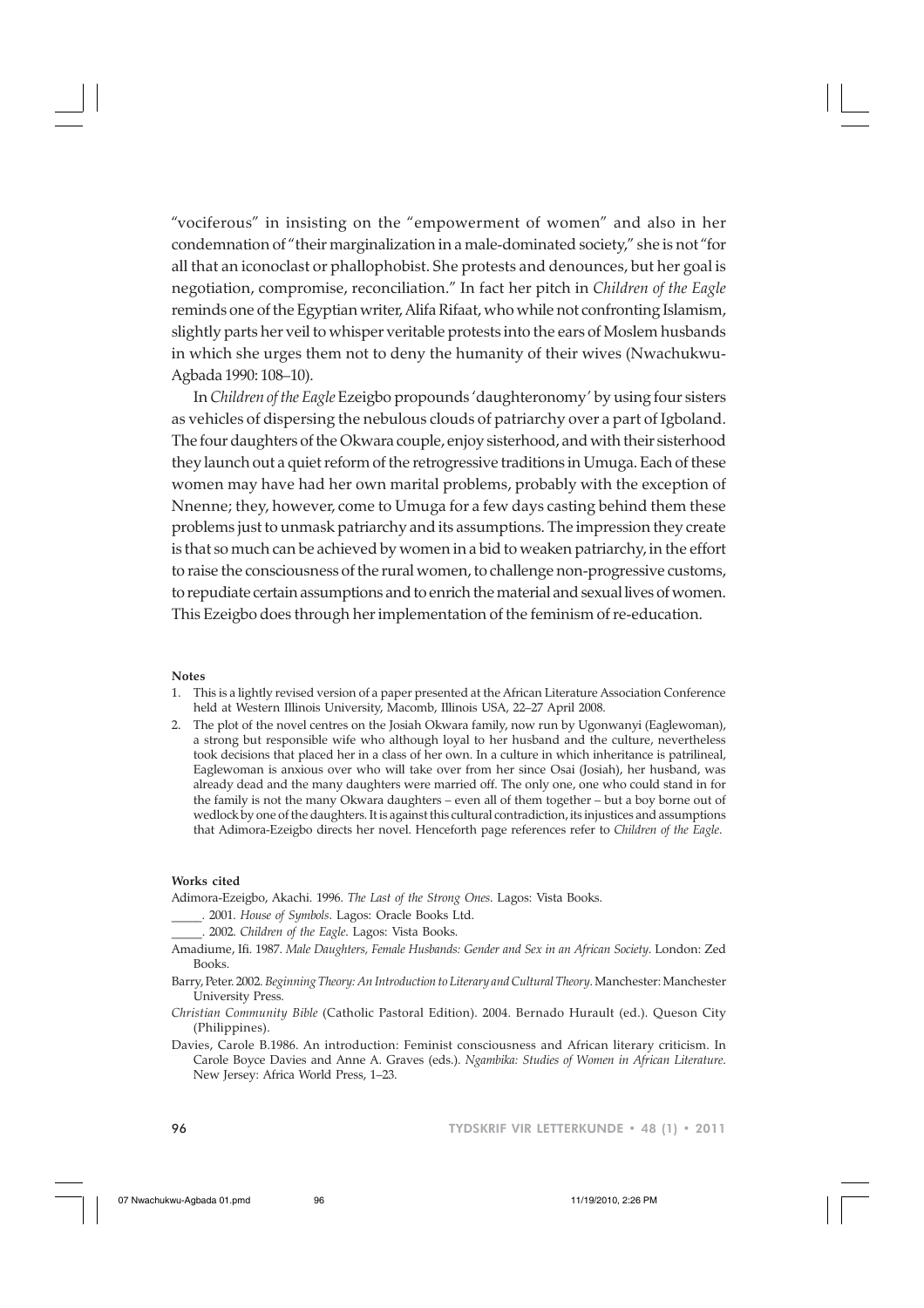"vociferous" in insisting on the "empowerment of women" and also in her condemnation of "their marginalization in a male-dominated society," she is not "for all that an iconoclast or phallophobist. She protests and denounces, but her goal is negotiation, compromise, reconciliation." In fact her pitch in *Children of the Eagle* reminds one of the Egyptian writer, Alifa Rifaat, who while not confronting Islamism, slightly parts her veil to whisper veritable protests into the ears of Moslem husbands in which she urges them not to deny the humanity of their wives (Nwachukwu-Agbada 1990: 108–10).

In *Children of the Eagle* Ezeigbo propounds 'daughteronomy' by using four sisters as vehicles of dispersing the nebulous clouds of patriarchy over a part of Igboland. The four daughters of the Okwara couple, enjoy sisterhood, and with their sisterhood they launch out a quiet reform of the retrogressive traditions in Umuga. Each of these women may have had her own marital problems, probably with the exception of Nnenne; they, however, come to Umuga for a few days casting behind them these problems just to unmask patriarchy and its assumptions. The impression they create is that so much can be achieved by women in a bid to weaken patriarchy, in the effort to raise the consciousness of the rural women, to challenge non-progressive customs, to repudiate certain assumptions and to enrich the material and sexual lives of women. This Ezeigbo does through her implementation of the feminism of re-education.

**Notes**

1. This is a lightly revised version of a paper presented at the African Literature Association Conference held at Western Illinois University, Macomb, Illinois USA, 22–27 April 2008.
2. The plot of the novel centres on the Josiah Okwara family, now run by Ugonwanyi (Eaglewoman), a strong but responsible wife who although loyal to her husband and the culture, nevertheless took decisions that placed her in a class of her own. In a culture in which inheritance is patrilineal, Eaglewoman is anxious over who will take over from her since Osai (Josiah), her husband, was already dead and the many daughters were married off. The only one, one who could stand in for the family is not the many Okwara daughters – even all of them together – but a boy borne out of wedlock by one of the daughters. It is against this cultural contradiction, its injustices and assumptions that Adimora-Ezeigbo directs her novel. Henceforth page references refer to *Children of the Eagle*.

**Works cited**

Adimora-Ezeigbo, Akachi. 1996. *The Last of the Strong Ones*. Lagos: Vista Books.

_____. 2001. *House of Symbols*. Lagos: Oracle Books Ltd.

_____. 2002. *Children of the Eagle*. Lagos: Vista Books.

Amadiume, Ifi. 1987. *Male Daughters, Female Husbands: Gender and Sex in an African Society*. London: Zed Books.

Barry, Peter. 2002. *Beginning Theory: An Introduction to Literary and Cultural Theory*. Manchester: Manchester University Press.

*Christian Community Bible* (Catholic Pastoral Edition). 2004. Bernado Hurault (ed.). Queson City (Philippines).

Davies, Carole B.1986. An introduction: Feminist consciousness and African literary criticism. In Carole Boyce Davies and Anne A. Graves (eds.). *Ngambika: Studies of Women in African Literature*. New Jersey: Africa World Press, 1–23.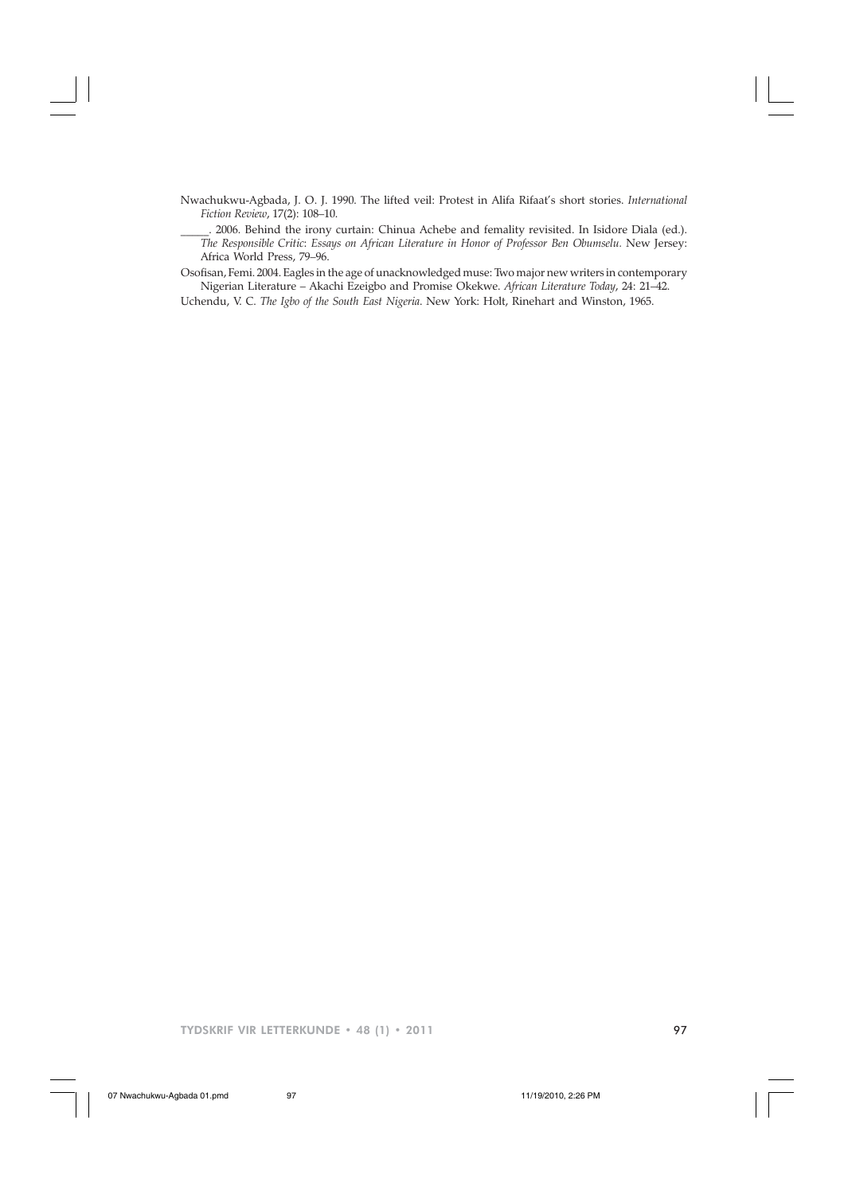Nwachukwu-Agbada, J. O. J. 1990. The lifted veil: Protest in Alifa Rifaat's short stories. *International Fiction Review*, 17(2): 108–10.

_____. 2006. Behind the irony curtain: Chinua Achebe and femality revisited. In Isidore Diala (ed.). *The Responsible Critic: Essays on African Literature in Honor of Professor Ben Obumselu*. New Jersey: Africa World Press, 79–96.

Osofisan, Femi. 2004. Eagles in the age of unacknowledged muse: Two major new writers in contemporary Nigerian Literature – Akachi Ezeigbo and Promise Okekwe. *African Literature Today*, 24: 21–42.

Uchendu, V. C. *The Igbo of the South East Nigeria*. New York: Holt, Rinehart and Winston, 1965.